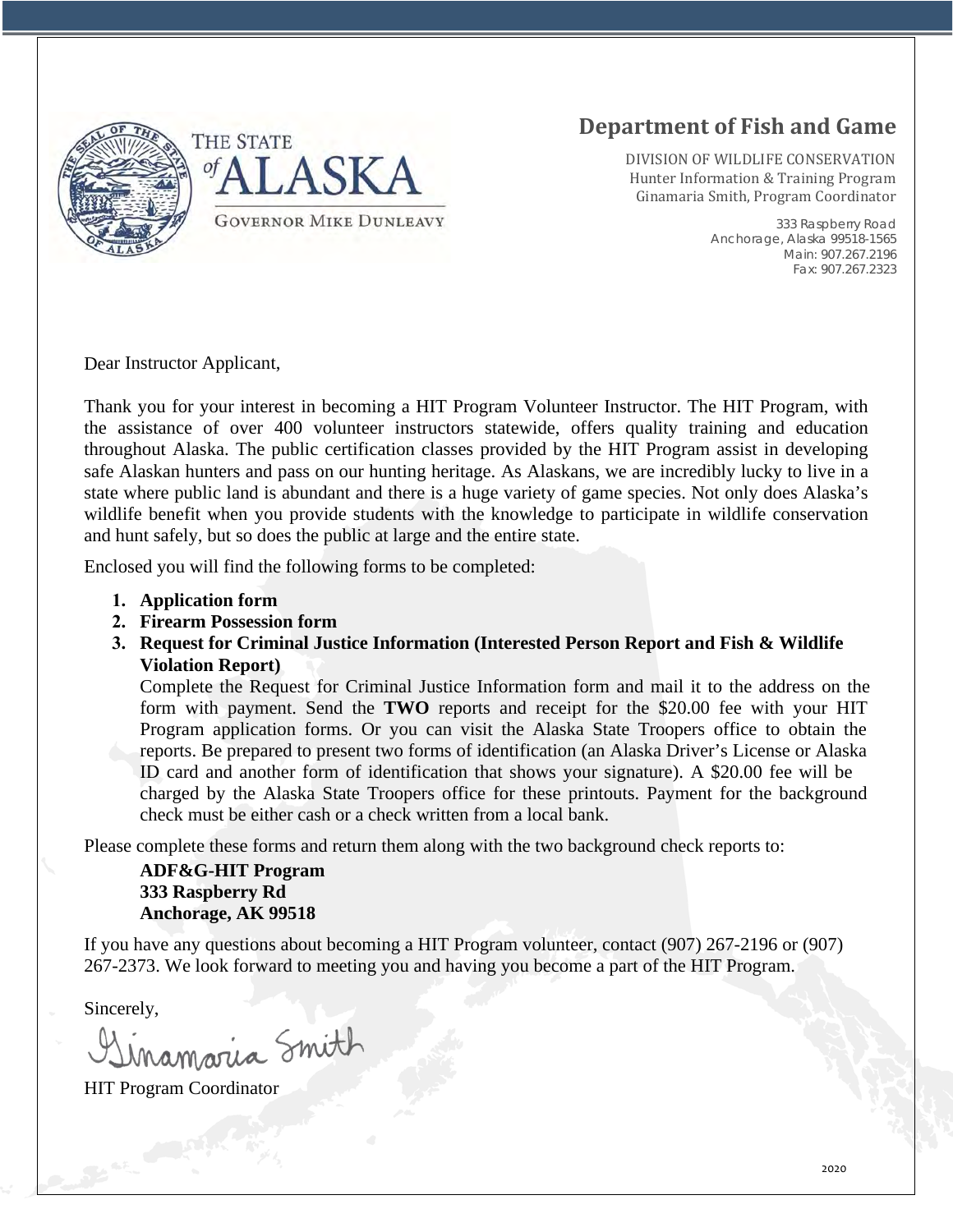THE STATE of ALASKA

GOVERNOR MIKE DUNLEAVY

# Department of Fish and Game

DIVISION OF WILDLIFE CONSERVATION
Hunter Information & Training Program
Ginamaria Smith, Program Coordinator

333 Raspberry Road
Anchorage, Alaska 99518-1565
Main: 907.267.2196
Fax: 907.267.2323

Dear Instructor Applicant,

Thank you for your interest in becoming a HIT Program Volunteer Instructor. The HIT Program, with the assistance of over 400 volunteer instructors statewide, offers quality training and education throughout Alaska. The public certification classes provided by the HIT Program assist in developing safe Alaskan hunters and pass on our hunting heritage. As Alaskans, we are incredibly lucky to live in a state where public land is abundant and there is a huge variety of game species. Not only does Alaska's wildlife benefit when you provide students with the knowledge to participate in wildlife conservation and hunt safely, but so does the public at large and the entire state.

Enclosed you will find the following forms to be completed:

1. **Application form**
2. **Firearm Possession form**
3. **Request for Criminal Justice Information (Interested Person Report and Fish & Wildlife Violation Report)**
   Complete the Request for Criminal Justice Information form and mail it to the address on the form with payment. Send the **TWO** reports and receipt for the $20.00 fee with your HIT Program application forms. Or you can visit the Alaska State Troopers office to obtain the reports. Be prepared to present two forms of identification (an Alaska Driver's License or Alaska ID card and another form of identification that shows your signature). A $20.00 fee will be charged by the Alaska State Troopers office for these printouts. Payment for the background check must be either cash or a check written from a local bank.

Please complete these forms and return them along with the two background check reports to:

**ADF&G-HIT Program**
**333 Raspberry Rd**
**Anchorage, AK 99518**

If you have any questions about becoming a HIT Program volunteer, contact (907) 267-2196 or (907) 267-2373. We look forward to meeting you and having you become a part of the HIT Program.

Sincerely,

Ginamaria Smith

HIT Program Coordinator

2020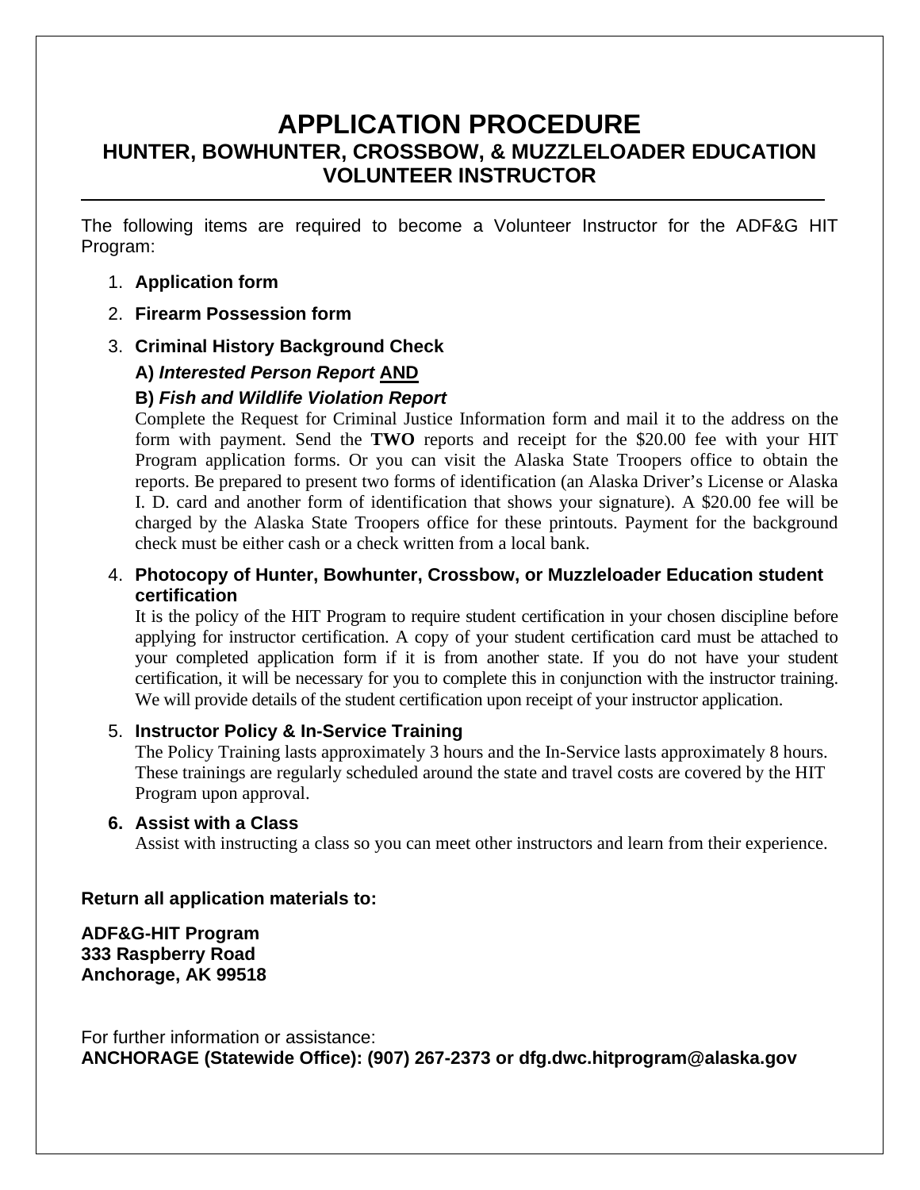# APPLICATION PROCEDURE

## HUNTER, BOWHUNTER, CROSSBOW, & MUZZLELOADER EDUCATION VOLUNTEER INSTRUCTOR

The following items are required to become a Volunteer Instructor for the ADF&G HIT Program:

1. **Application form**
2. **Firearm Possession form**
3. **Criminal History Background Check**

   **A)** ***Interested Person Report*** **AND**

   **B)** ***Fish and Wildlife Violation Report***

   Complete the Request for Criminal Justice Information form and mail it to the address on the form with payment. Send the **TWO** reports and receipt for the $20.00 fee with your HIT Program application forms. Or you can visit the Alaska State Troopers office to obtain the reports. Be prepared to present two forms of identification (an Alaska Driver's License or Alaska I. D. card and another form of identification that shows your signature). A $20.00 fee will be charged by the Alaska State Troopers office for these printouts. Payment for the background check must be either cash or a check written from a local bank.

4. **Photocopy of Hunter, Bowhunter, Crossbow, or Muzzleloader Education student certification**

   It is the policy of the HIT Program to require student certification in your chosen discipline before applying for instructor certification. A copy of your student certification card must be attached to your completed application form if it is from another state. If you do not have your student certification, it will be necessary for you to complete this in conjunction with the instructor training. We will provide details of the student certification upon receipt of your instructor application.

5. **Instructor Policy & In-Service Training**

   The Policy Training lasts approximately 3 hours and the In-Service lasts approximately 8 hours. These trainings are regularly scheduled around the state and travel costs are covered by the HIT Program upon approval.

6. **Assist with a Class**

   Assist with instructing a class so you can meet other instructors and learn from their experience.

**Return all application materials to:**

**ADF&G-HIT Program**
**333 Raspberry Road**
**Anchorage, AK 99518**

For further information or assistance:
**ANCHORAGE (Statewide Office): (907) 267-2373 or dfg.dwc.hitprogram@alaska.gov**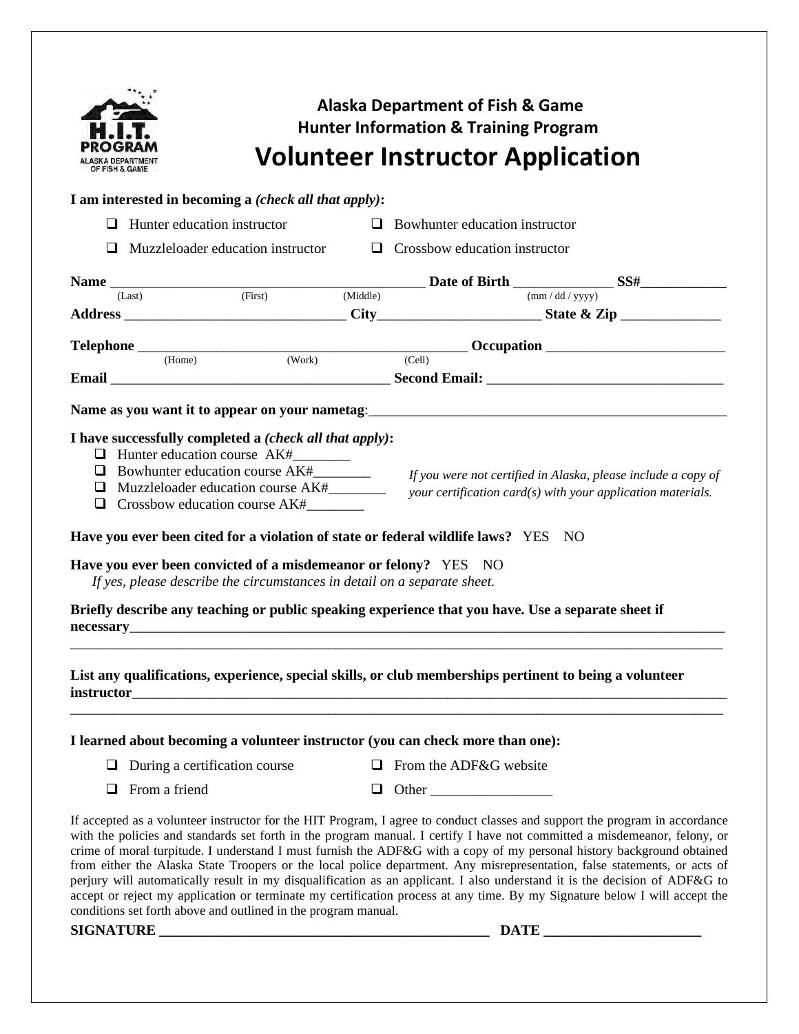**Alaska Department of Fish & Game**
**Hunter Information & Training Program**

# Volunteer Instructor Application

**I am interested in becoming a** ***(check all that apply)*****:**

- ❑ Hunter education instructor
- ❑ Bowhunter education instructor
- ❑ Muzzleloader education instructor
- ❑ Crossbow education instructor

**Name** _____________________________________________ **Date of Birth** ______________ **SS#**____________
(Last) (First) (Middle) (mm / dd / yyyy)

**Address** _______________________________ **City**______________________ **State & Zip** ______________

**Telephone** _____________________________________________ **Occupation** _________________________
(Home) (Work) (Cell)

**Email** ______________________________________ **Second Email:** ________________________________

**Name as you want it to appear on your nametag**:__________________________________________________

**I have successfully completed a** ***(check all that apply)*****:**

- ❑ Hunter education course AK#________
- ❑ Bowhunter education course AK#________
- ❑ Muzzleloader education course AK#________
- ❑ Crossbow education course AK#________

*If you were not certified in Alaska, please include a copy of your certification card(s) with your application materials.*

**Have you ever been cited for a violation of state or federal wildlife laws?** YES NO

**Have you ever been convicted of a misdemeanor or felony?** YES NO
*If yes, please describe the circumstances in detail on a separate sheet.*

**Briefly describe any teaching or public speaking experience that you have. Use a separate sheet if necessary**_____________________________________________________________________________________
_____________________________________________________________________________________________

**List any qualifications, experience, special skills, or club memberships pertinent to being a volunteer instructor**___________________________________________________________________________________
_____________________________________________________________________________________________

**I learned about becoming a volunteer instructor (you can check more than one):**

- ❑ During a certification course
- ❑ From the ADF&G website
- ❑ From a friend
- ❑ Other _________________

If accepted as a volunteer instructor for the HIT Program, I agree to conduct classes and support the program in accordance with the policies and standards set forth in the program manual. I certify I have not committed a misdemeanor, felony, or crime of moral turpitude. I understand I must furnish the ADF&G with a copy of my personal history background obtained from either the Alaska State Troopers or the local police department. Any misrepresentation, false statements, or acts of perjury will automatically result in my disqualification as an applicant. I also understand it is the decision of ADF&G to accept or reject my application or terminate my certification process at any time. By my Signature below I will accept the conditions set forth above and outlined in the program manual.

**SIGNATURE** _______________________________________________ **DATE** _____________________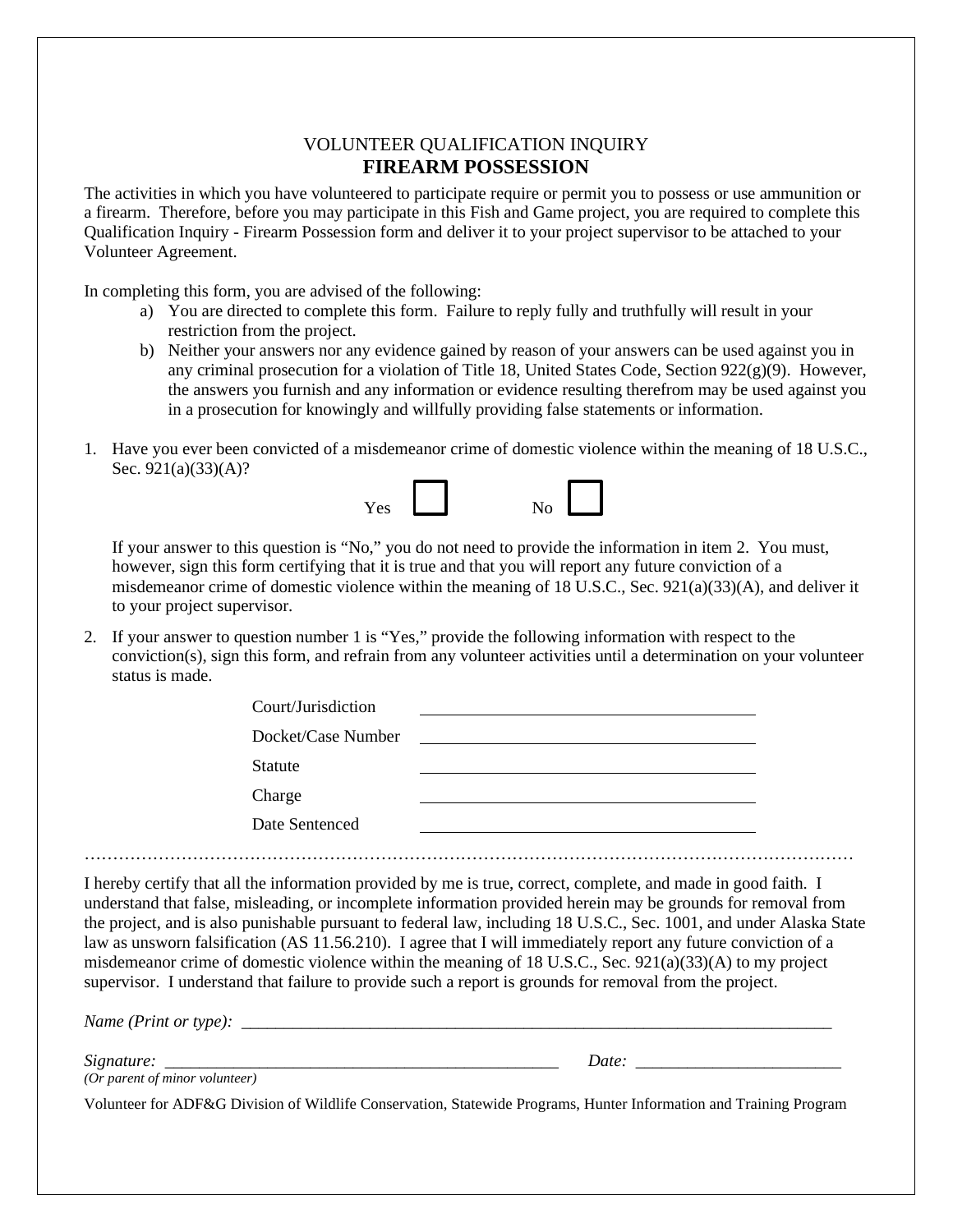VOLUNTEER QUALIFICATION INQUIRY

# FIREARM POSSESSION

The activities in which you have volunteered to participate require or permit you to possess or use ammunition or a firearm. Therefore, before you may participate in this Fish and Game project, you are required to complete this Qualification Inquiry - Firearm Possession form and deliver it to your project supervisor to be attached to your Volunteer Agreement.

In completing this form, you are advised of the following:

a) You are directed to complete this form. Failure to reply fully and truthfully will result in your restriction from the project.
b) Neither your answers nor any evidence gained by reason of your answers can be used against you in any criminal prosecution for a violation of Title 18, United States Code, Section 922(g)(9). However, the answers you furnish and any information or evidence resulting therefrom may be used against you in a prosecution for knowingly and willfully providing false statements or information.

1. Have you ever been convicted of a misdemeanor crime of domestic violence within the meaning of 18 U.S.C., Sec. 921(a)(33)(A)?

   Yes ☐ No ☐

   If your answer to this question is "No," you do not need to provide the information in item 2. You must, however, sign this form certifying that it is true and that you will report any future conviction of a misdemeanor crime of domestic violence within the meaning of 18 U.S.C., Sec. 921(a)(33)(A), and deliver it to your project supervisor.

2. If your answer to question number 1 is "Yes," provide the following information with respect to the conviction(s), sign this form, and refrain from any volunteer activities until a determination on your volunteer status is made.

   Court/Jurisdiction ____________________

   Docket/Case Number ____________________

   Statute ____________________

   Charge ____________________

   Date Sentenced ____________________

…………………………………………………………………………………………………………………………

I hereby certify that all the information provided by me is true, correct, complete, and made in good faith. I understand that false, misleading, or incomplete information provided herein may be grounds for removal from the project, and is also punishable pursuant to federal law, including 18 U.S.C., Sec. 1001, and under Alaska State law as unsworn falsification (AS 11.56.210). I agree that I will immediately report any future conviction of a misdemeanor crime of domestic violence within the meaning of 18 U.S.C., Sec. 921(a)(33)(A) to my project supervisor. I understand that failure to provide such a report is grounds for removal from the project.

*Name (Print or type):* ____________________________________________

*Signature:* ______________________________ *Date:* ____________________
*(Or parent of minor volunteer)*

Volunteer for ADF&G Division of Wildlife Conservation, Statewide Programs, Hunter Information and Training Program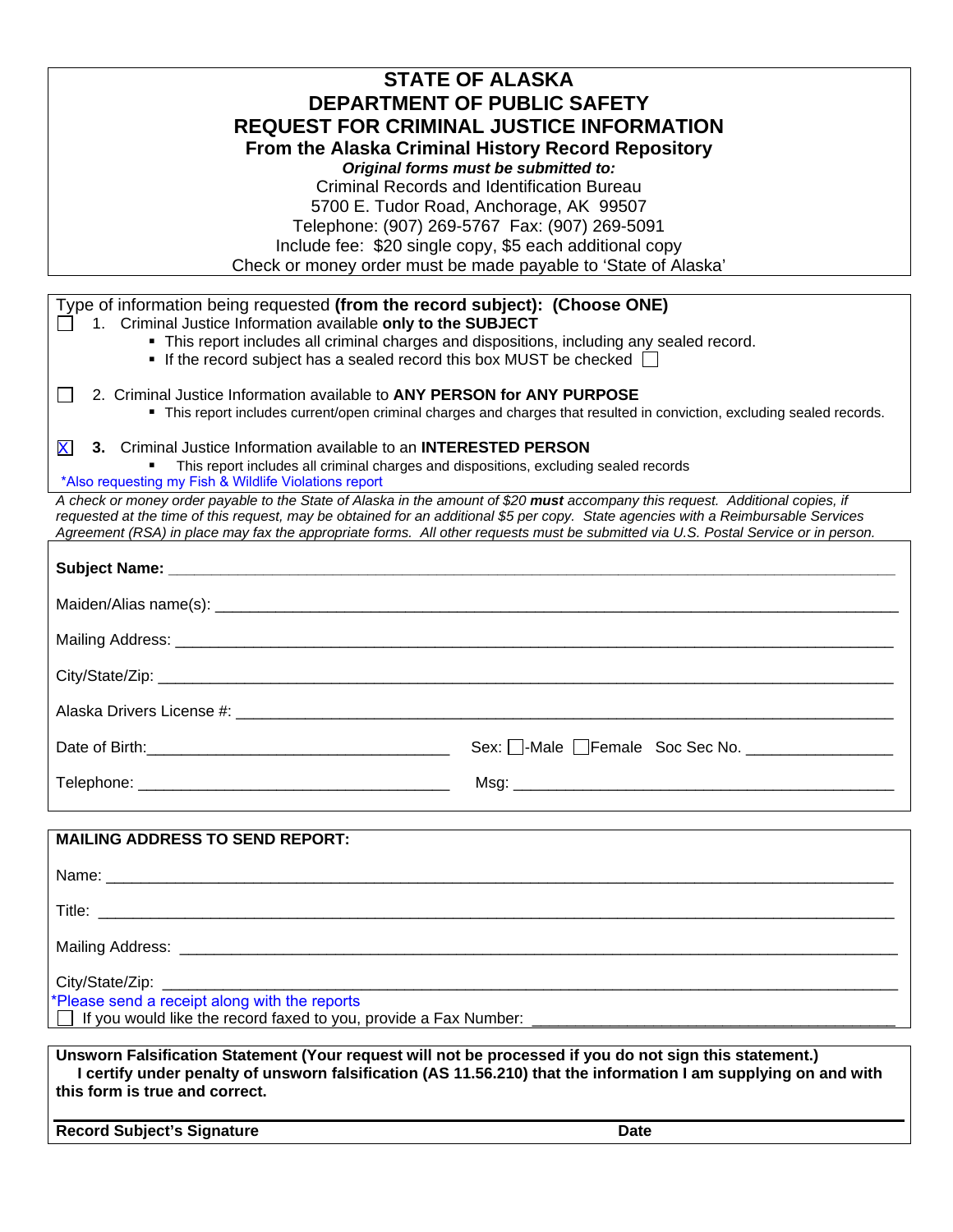# STATE OF ALASKA
# DEPARTMENT OF PUBLIC SAFETY
## REQUEST FOR CRIMINAL JUSTICE INFORMATION
### From the Alaska Criminal History Record Repository

***Original forms must be submitted to:***

Criminal Records and Identification Bureau
5700 E. Tudor Road, Anchorage, AK 99507
Telephone: (907) 269-5767 Fax: (907) 269-5091
Include fee: $20 single copy, $5 each additional copy
Check or money order must be made payable to 'State of Alaska'

---

Type of information being requested **(from the record subject): (Choose ONE)**

☐ 1. Criminal Justice Information available **only to the SUBJECT**
- This report includes all criminal charges and dispositions, including any sealed record.
- If the record subject has a sealed record this box MUST be checked ☐

☐ 2. Criminal Justice Information available to **ANY PERSON for ANY PURPOSE**
- This report includes current/open criminal charges and charges that resulted in conviction, excluding sealed records.

☒ **3.** Criminal Justice Information available to an **INTERESTED PERSON**
- This report includes all criminal charges and dispositions, excluding sealed records

*Also requesting my Fish & Wildlife Violations report

*A check or money order payable to the State of Alaska in the amount of $20* ***must*** *accompany this request. Additional copies, if requested at the time of this request, may be obtained for an additional $5 per copy. State agencies with a Reimbursable Services Agreement (RSA) in place may fax the appropriate forms. All other requests must be submitted via U.S. Postal Service or in person.*

---

**Subject Name:** ______________________________

Maiden/Alias name(s): ______________________________

Mailing Address: ______________________________

City/State/Zip: ______________________________

Alaska Drivers License #: ______________________________

Date of Birth: __________________ Sex: ☐-Male ☐Female Soc Sec No. __________________

Telephone: __________________ Msg: __________________

---

**MAILING ADDRESS TO SEND REPORT:**

Name: ______________________________

Title: ______________________________

Mailing Address: ______________________________

City/State/Zip: ______________________________

*Please send a receipt along with the reports

☐ If you would like the record faxed to you, provide a Fax Number: ______________________________

---

**Unsworn Falsification Statement (Your request will not be processed if you do not sign this statement.)**
**I certify under penalty of unsworn falsification (AS 11.56.210) that the information I am supplying on and with this form is true and correct.**

______________________________

**Record Subject's Signature** **Date**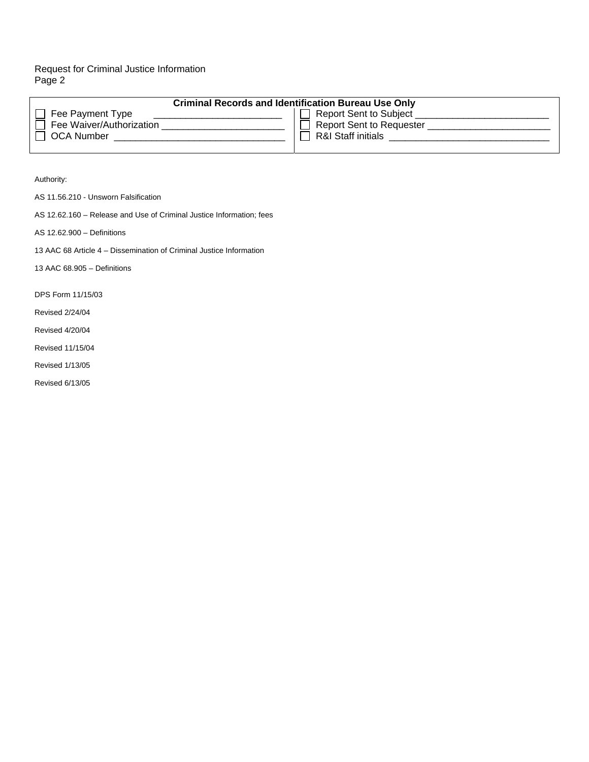| Criminal Records and Identification Bureau Use Only | |
|---|---|
| ☐ Fee Payment Type _______________________ | ☐ Report Sent to Subject ________________________ |
| ☐ Fee Waiver/Authorization ______________________ | ☐ Report Sent to Requester ______________________ |
| ☐ OCA Number _______________________________ | ☐ R&I Staff initials _____________________________ |

Authority:

AS 11.56.210 - Unsworn Falsification

AS 12.62.160 – Release and Use of Criminal Justice Information; fees

AS 12.62.900 – Definitions

13 AAC 68 Article 4 – Dissemination of Criminal Justice Information

13 AAC 68.905 – Definitions

DPS Form 11/15/03

Revised 2/24/04

Revised 4/20/04

Revised 11/15/04

Revised 1/13/05

Revised 6/13/05